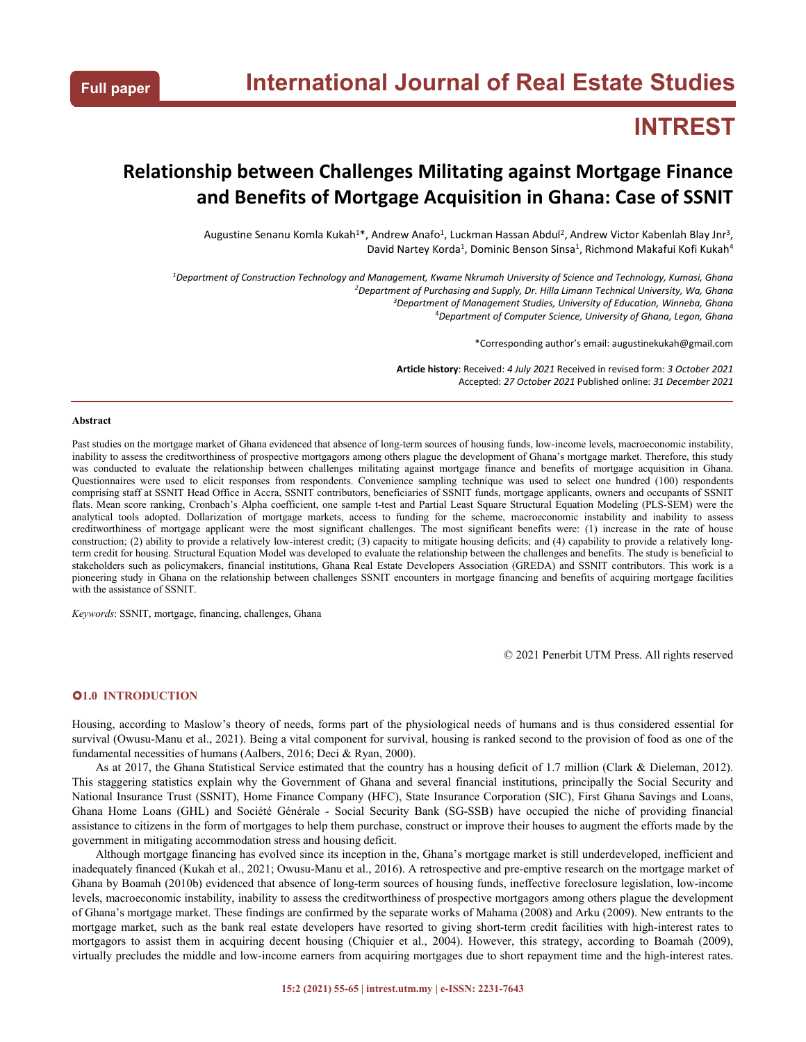Full paper

# International Journal of Real Estate Studies

# INTREST

## Relationship between Challenges Militating against Mortgage Finance and Benefits of Mortgage Acquisition in Ghana: Case of SSNIT

Augustine Senanu Komla Kukah[1]*, Andrew Anafo[1], Luckman Hassan Abdul[2], Andrew Victor Kabenlah Blay Jnr[3], David Nartey Korda[1], Dominic Benson Sinsa[1], Richmond Makafui Kofi Kukah[4]

[1]*Department of Construction Technology and Management, Kwame Nkrumah University of Science and Technology, Kumasi, Ghana*
[2]*Department of Purchasing and Supply, Dr. Hilla Limann Technical University, Wa, Ghana*
[3]*Department of Management Studies, University of Education, Winneba, Ghana*
[4]*Department of Computer Science, University of Ghana, Legon, Ghana*

*Corresponding author's email: augustinekukah@gmail.com

**Article history**: Received: *4 July 2021* Received in revised form: *3 October 2021*
Accepted: *27 October 2021* Published online: *31 December 2021*

**Abstract**

Past studies on the mortgage market of Ghana evidenced that absence of long-term sources of housing funds, low-income levels, macroeconomic instability, inability to assess the creditworthiness of prospective mortgagors among others plague the development of Ghana's mortgage market. Therefore, this study was conducted to evaluate the relationship between challenges militating against mortgage finance and benefits of mortgage acquisition in Ghana. Questionnaires were used to elicit responses from respondents. Convenience sampling technique was used to select one hundred (100) respondents comprising staff at SSNIT Head Office in Accra, SSNIT contributors, beneficiaries of SSNIT funds, mortgage applicants, owners and occupants of SSNIT flats. Mean score ranking, Cronbach's Alpha coefficient, one sample t-test and Partial Least Square Structural Equation Modeling (PLS-SEM) were the analytical tools adopted. Dollarization of mortgage markets, access to funding for the scheme, macroeconomic instability and inability to assess creditworthiness of mortgage applicant were the most significant challenges. The most significant benefits were: (1) increase in the rate of house construction; (2) ability to provide a relatively low-interest credit; (3) capacity to mitigate housing deficits; and (4) capability to provide a relatively long-term credit for housing. Structural Equation Model was developed to evaluate the relationship between the challenges and benefits. The study is beneficial to stakeholders such as policymakers, financial institutions, Ghana Real Estate Developers Association (GREDA) and SSNIT contributors. This work is a pioneering study in Ghana on the relationship between challenges SSNIT encounters in mortgage financing and benefits of acquiring mortgage facilities with the assistance of SSNIT.

*Keywords*: SSNIT, mortgage, financing, challenges, Ghana

© 2021 Penerbit UTM Press. All rights reserved

## 1.0 INTRODUCTION

Housing, according to Maslow's theory of needs, forms part of the physiological needs of humans and is thus considered essential for survival (Owusu-Manu et al., 2021). Being a vital component for survival, housing is ranked second to the provision of food as one of the fundamental necessities of humans (Aalbers, 2016; Deci & Ryan, 2000).

As at 2017, the Ghana Statistical Service estimated that the country has a housing deficit of 1.7 million (Clark & Dieleman, 2012). This staggering statistics explain why the Government of Ghana and several financial institutions, principally the Social Security and National Insurance Trust (SSNIT), Home Finance Company (HFC), State Insurance Corporation (SIC), First Ghana Savings and Loans, Ghana Home Loans (GHL) and Société Générale - Social Security Bank (SG-SSB) have occupied the niche of providing financial assistance to citizens in the form of mortgages to help them purchase, construct or improve their houses to augment the efforts made by the government in mitigating accommodation stress and housing deficit.

Although mortgage financing has evolved since its inception in the, Ghana's mortgage market is still underdeveloped, inefficient and inadequately financed (Kukah et al., 2021; Owusu-Manu et al., 2016). A retrospective and pre-emptive research on the mortgage market of Ghana by Boamah (2010b) evidenced that absence of long-term sources of housing funds, ineffective foreclosure legislation, low-income levels, macroeconomic instability, inability to assess the creditworthiness of prospective mortgagors among others plague the development of Ghana's mortgage market. These findings are confirmed by the separate works of Mahama (2008) and Arku (2009). New entrants to the mortgage market, such as the bank real estate developers have resorted to giving short-term credit facilities with high-interest rates to mortgagors to assist them in acquiring decent housing (Chiquier et al., 2004). However, this strategy, according to Boamah (2009), virtually precludes the middle and low-income earners from acquiring mortgages due to short repayment time and the high-interest rates.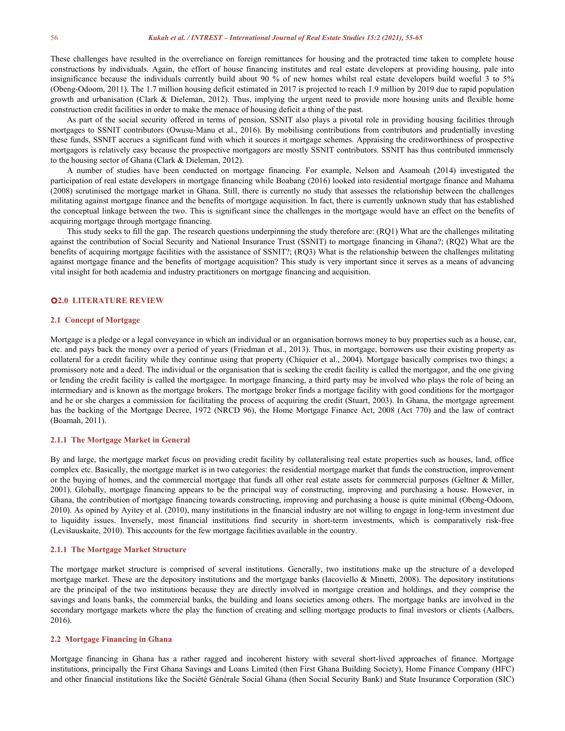These challenges have resulted in the overreliance on foreign remittances for housing and the protracted time taken to complete house constructions by individuals. Again, the effort of house financing institutes and real estate developers at providing housing, pale into insignificance because the individuals currently build about 90 % of new homes whilst real estate developers build woeful 3 to 5% (Obeng-Odoom, 2011). The 1.7 million housing deficit estimated in 2017 is projected to reach 1.9 million by 2019 due to rapid population growth and urbanisation (Clark & Dieleman, 2012). Thus, implying the urgent need to provide more housing units and flexible home construction credit facilities in order to make the menace of housing deficit a thing of the past.

As part of the social security offered in terms of pension, SSNIT also plays a pivotal role in providing housing facilities through mortgages to SSNIT contributors (Owusu-Manu et al., 2016). By mobilising contributions from contributors and prudentially investing these funds, SSNIT accrues a significant fund with which it sources it mortgage schemes. Appraising the creditworthiness of prospective mortgagors is relatively easy because the prospective mortgagors are mostly SSNIT contributors. SSNIT has thus contributed immensely to the housing sector of Ghana (Clark & Dieleman, 2012).

A number of studies have been conducted on mortgage financing. For example, Nelson and Asamoah (2014) investigated the participation of real estate developers in mortgage financing while Boabang (2016) looked into residential mortgage finance and Mahama (2008) scrutinised the mortgage market in Ghana. Still, there is currently no study that assesses the relationship between the challenges militating against mortgage finance and the benefits of mortgage acquisition. In fact, there is currently unknown study that has established the conceptual linkage between the two. This is significant since the challenges in the mortgage would have an effect on the benefits of acquiring mortgage through mortgage financing.

This study seeks to fill the gap. The research questions underpinning the study therefore are: (RQ1) What are the challenges militating against the contribution of Social Security and National Insurance Trust (SSNIT) to mortgage financing in Ghana?; (RQ2) What are the benefits of acquiring mortgage facilities with the assistance of SSNIT?; (RQ3) What is the relationship between the challenges militating against mortgage finance and the benefits of mortgage acquisition? This study is very important since it serves as a means of advancing vital insight for both academia and industry practitioners on mortgage financing and acquisition.

## 2.0 LITERATURE REVIEW

### 2.1 Concept of Mortgage

Mortgage is a pledge or a legal conveyance in which an individual or an organisation borrows money to buy properties such as a house, car, etc. and pays back the money over a period of years (Friedman et al., 2013). Thus, in mortgage, borrowers use their existing property as collateral for a credit facility while they continue using that property (Chiquier et al., 2004). Mortgage basically comprises two things; a promissory note and a deed. The individual or the organisation that is seeking the credit facility is called the mortgagor, and the one giving or lending the credit facility is called the mortgagee. In mortgage financing, a third party may be involved who plays the role of being an intermediary and is known as the mortgage brokers. The mortgage broker finds a mortgage facility with good conditions for the mortgagor and he or she charges a commission for facilitating the process of acquiring the credit (Stuart, 2003). In Ghana, the mortgage agreement has the backing of the Mortgage Decree, 1972 (NRCD 96), the Home Mortgage Finance Act, 2008 (Act 770) and the law of contract (Boamah, 2011).

#### 2.1.1 The Mortgage Market in General

By and large, the mortgage market focus on providing credit facility by collateralising real estate properties such as houses, land, office complex etc. Basically, the mortgage market is in two categories: the residential mortgage market that funds the construction, improvement or the buying of homes, and the commercial mortgage that funds all other real estate assets for commercial purposes (Geltner & Miller, 2001). Globally, mortgage financing appears to be the principal way of constructing, improving and purchasing a house. However, in Ghana, the contribution of mortgage financing towards constructing, improving and purchasing a house is quite minimal (Obeng-Odoom, 2010). As opined by Ayitey et al. (2010), many institutions in the financial industry are not willing to engage in long-term investment due to liquidity issues. Inversely, most financial institutions find security in short-term investments, which is comparatively risk-free (Levišauskaite, 2010). This accounts for the few mortgage facilities available in the country.

#### 2.1.1 The Mortgage Market Structure

The mortgage market structure is comprised of several institutions. Generally, two institutions make up the structure of a developed mortgage market. These are the depository institutions and the mortgage banks (Iacoviello & Minetti, 2008). The depository institutions are the principal of the two institutions because they are directly involved in mortgage creation and holdings, and they comprise the savings and loans banks, the commercial banks, the building and loans societies among others. The mortgage banks are involved in the secondary mortgage markets where the play the function of creating and selling mortgage products to final investors or clients (Aalbers, 2016).

### 2.2 Mortgage Financing in Ghana

Mortgage financing in Ghana has a rather ragged and incoherent history with several short-lived approaches of finance. Mortgage institutions, principally the First Ghana Savings and Loans Limited (then First Ghana Building Society), Home Finance Company (HFC) and other financial institutions like the Société Générale Social Ghana (then Social Security Bank) and State Insurance Corporation (SIC)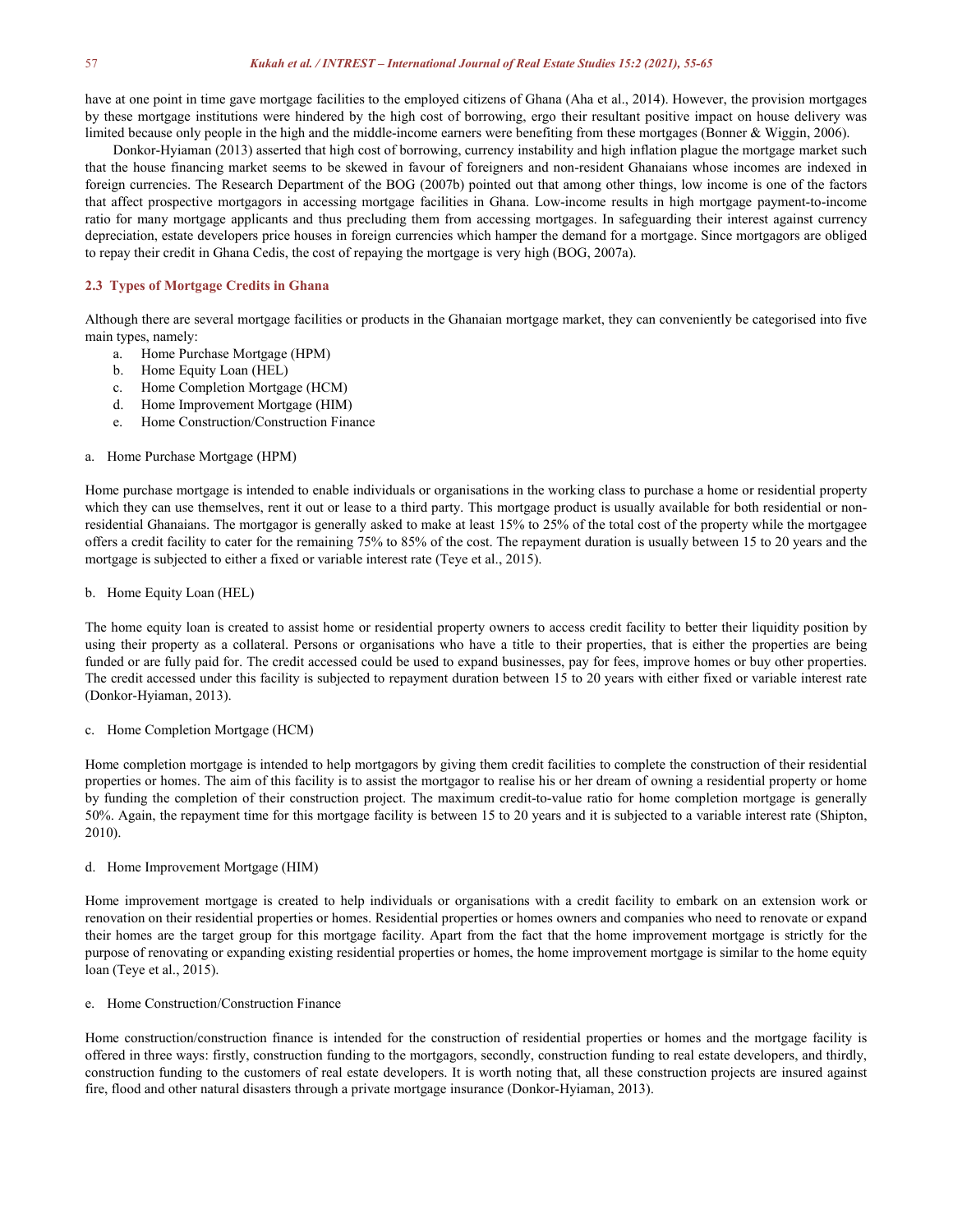have at one point in time gave mortgage facilities to the employed citizens of Ghana (Aha et al., 2014). However, the provision mortgages by these mortgage institutions were hindered by the high cost of borrowing, ergo their resultant positive impact on house delivery was limited because only people in the high and the middle-income earners were benefiting from these mortgages (Bonner & Wiggin, 2006).

Donkor-Hyiaman (2013) asserted that high cost of borrowing, currency instability and high inflation plague the mortgage market such that the house financing market seems to be skewed in favour of foreigners and non-resident Ghanaians whose incomes are indexed in foreign currencies. The Research Department of the BOG (2007b) pointed out that among other things, low income is one of the factors that affect prospective mortgagors in accessing mortgage facilities in Ghana. Low-income results in high mortgage payment-to-income ratio for many mortgage applicants and thus precluding them from accessing mortgages. In safeguarding their interest against currency depreciation, estate developers price houses in foreign currencies which hamper the demand for a mortgage. Since mortgagors are obliged to repay their credit in Ghana Cedis, the cost of repaying the mortgage is very high (BOG, 2007a).

### 2.3 Types of Mortgage Credits in Ghana

Although there are several mortgage facilities or products in the Ghanaian mortgage market, they can conveniently be categorised into five main types, namely:

a. Home Purchase Mortgage (HPM)
b. Home Equity Loan (HEL)
c. Home Completion Mortgage (HCM)
d. Home Improvement Mortgage (HIM)
e. Home Construction/Construction Finance

a. Home Purchase Mortgage (HPM)

Home purchase mortgage is intended to enable individuals or organisations in the working class to purchase a home or residential property which they can use themselves, rent it out or lease to a third party. This mortgage product is usually available for both residential or non-residential Ghanaians. The mortgagor is generally asked to make at least 15% to 25% of the total cost of the property while the mortgagee offers a credit facility to cater for the remaining 75% to 85% of the cost. The repayment duration is usually between 15 to 20 years and the mortgage is subjected to either a fixed or variable interest rate (Teye et al., 2015).

b. Home Equity Loan (HEL)

The home equity loan is created to assist home or residential property owners to access credit facility to better their liquidity position by using their property as a collateral. Persons or organisations who have a title to their properties, that is either the properties are being funded or are fully paid for. The credit accessed could be used to expand businesses, pay for fees, improve homes or buy other properties. The credit accessed under this facility is subjected to repayment duration between 15 to 20 years with either fixed or variable interest rate (Donkor-Hyiaman, 2013).

c. Home Completion Mortgage (HCM)

Home completion mortgage is intended to help mortgagors by giving them credit facilities to complete the construction of their residential properties or homes. The aim of this facility is to assist the mortgagor to realise his or her dream of owning a residential property or home by funding the completion of their construction project. The maximum credit-to-value ratio for home completion mortgage is generally 50%. Again, the repayment time for this mortgage facility is between 15 to 20 years and it is subjected to a variable interest rate (Shipton, 2010).

d. Home Improvement Mortgage (HIM)

Home improvement mortgage is created to help individuals or organisations with a credit facility to embark on an extension work or renovation on their residential properties or homes. Residential properties or homes owners and companies who need to renovate or expand their homes are the target group for this mortgage facility. Apart from the fact that the home improvement mortgage is strictly for the purpose of renovating or expanding existing residential properties or homes, the home improvement mortgage is similar to the home equity loan (Teye et al., 2015).

e. Home Construction/Construction Finance

Home construction/construction finance is intended for the construction of residential properties or homes and the mortgage facility is offered in three ways: firstly, construction funding to the mortgagors, secondly, construction funding to real estate developers, and thirdly, construction funding to the customers of real estate developers. It is worth noting that, all these construction projects are insured against fire, flood and other natural disasters through a private mortgage insurance (Donkor-Hyiaman, 2013).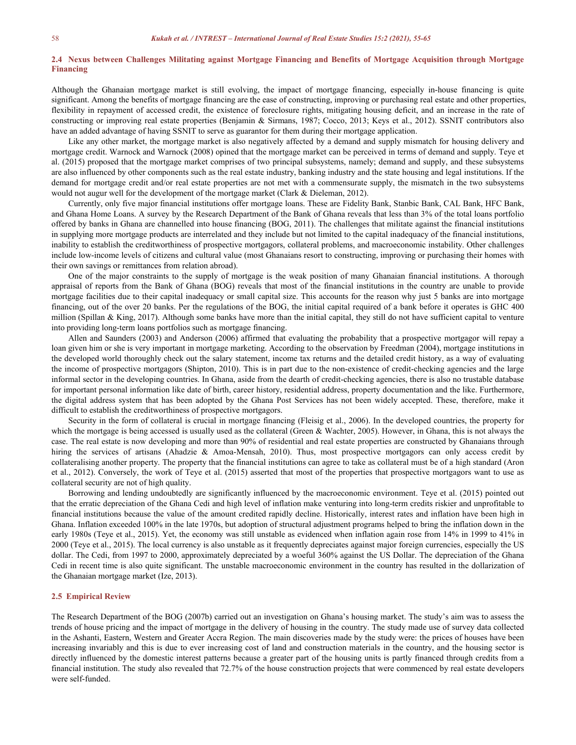### 2.4 Nexus between Challenges Militating against Mortgage Financing and Benefits of Mortgage Acquisition through Mortgage Financing

Although the Ghanaian mortgage market is still evolving, the impact of mortgage financing, especially in-house financing is quite significant. Among the benefits of mortgage financing are the ease of constructing, improving or purchasing real estate and other properties, flexibility in repayment of accessed credit, the existence of foreclosure rights, mitigating housing deficit, and an increase in the rate of constructing or improving real estate properties (Benjamin & Sirmans, 1987; Cocco, 2013; Keys et al., 2012). SSNIT contributors also have an added advantage of having SSNIT to serve as guarantor for them during their mortgage application.

Like any other market, the mortgage market is also negatively affected by a demand and supply mismatch for housing delivery and mortgage credit. Warnock and Warnock (2008) opined that the mortgage market can be perceived in terms of demand and supply. Teye et al. (2015) proposed that the mortgage market comprises of two principal subsystems, namely; demand and supply, and these subsystems are also influenced by other components such as the real estate industry, banking industry and the state housing and legal institutions. If the demand for mortgage credit and/or real estate properties are not met with a commensurate supply, the mismatch in the two subsystems would not augur well for the development of the mortgage market (Clark & Dieleman, 2012).

Currently, only five major financial institutions offer mortgage loans. These are Fidelity Bank, Stanbic Bank, CAL Bank, HFC Bank, and Ghana Home Loans. A survey by the Research Department of the Bank of Ghana reveals that less than 3% of the total loans portfolio offered by banks in Ghana are channelled into house financing (BOG, 2011). The challenges that militate against the financial institutions in supplying more mortgage products are interrelated and they include but not limited to the capital inadequacy of the financial institutions, inability to establish the creditworthiness of prospective mortgagors, collateral problems, and macroeconomic instability. Other challenges include low-income levels of citizens and cultural value (most Ghanaians resort to constructing, improving or purchasing their homes with their own savings or remittances from relation abroad).

One of the major constraints to the supply of mortgage is the weak position of many Ghanaian financial institutions. A thorough appraisal of reports from the Bank of Ghana (BOG) reveals that most of the financial institutions in the country are unable to provide mortgage facilities due to their capital inadequacy or small capital size. This accounts for the reason why just 5 banks are into mortgage financing, out of the over 20 banks. Per the regulations of the BOG, the initial capital required of a bank before it operates is GHC 400 million (Spillan & King, 2017). Although some banks have more than the initial capital, they still do not have sufficient capital to venture into providing long-term loans portfolios such as mortgage financing.

Allen and Saunders (2003) and Anderson (2006) affirmed that evaluating the probability that a prospective mortgagor will repay a loan given him or she is very important in mortgage marketing. According to the observation by Freedman (2004), mortgage institutions in the developed world thoroughly check out the salary statement, income tax returns and the detailed credit history, as a way of evaluating the income of prospective mortgagors (Shipton, 2010). This is in part due to the non-existence of credit-checking agencies and the large informal sector in the developing countries. In Ghana, aside from the dearth of credit-checking agencies, there is also no trustable database for important personal information like date of birth, career history, residential address, property documentation and the like. Furthermore, the digital address system that has been adopted by the Ghana Post Services has not been widely accepted. These, therefore, make it difficult to establish the creditworthiness of prospective mortgagors.

Security in the form of collateral is crucial in mortgage financing (Fleisig et al., 2006). In the developed countries, the property for which the mortgage is being accessed is usually used as the collateral (Green & Wachter, 2005). However, in Ghana, this is not always the case. The real estate is now developing and more than 90% of residential and real estate properties are constructed by Ghanaians through hiring the services of artisans (Ahadzie & Amoa-Mensah, 2010). Thus, most prospective mortgagors can only access credit by collateralising another property. The property that the financial institutions can agree to take as collateral must be of a high standard (Aron et al., 2012). Conversely, the work of Teye et al. (2015) asserted that most of the properties that prospective mortgagors want to use as collateral security are not of high quality.

Borrowing and lending undoubtedly are significantly influenced by the macroeconomic environment. Teye et al. (2015) pointed out that the erratic depreciation of the Ghana Cedi and high level of inflation make venturing into long-term credits riskier and unprofitable to financial institutions because the value of the amount credited rapidly decline. Historically, interest rates and inflation have been high in Ghana. Inflation exceeded 100% in the late 1970s, but adoption of structural adjustment programs helped to bring the inflation down in the early 1980s (Teye et al., 2015). Yet, the economy was still unstable as evidenced when inflation again rose from 14% in 1999 to 41% in 2000 (Teye et al., 2015). The local currency is also unstable as it frequently depreciates against major foreign currencies, especially the US dollar. The Cedi, from 1997 to 2000, approximately depreciated by a woeful 360% against the US Dollar. The depreciation of the Ghana Cedi in recent time is also quite significant. The unstable macroeconomic environment in the country has resulted in the dollarization of the Ghanaian mortgage market (Ize, 2013).

### 2.5 Empirical Review

The Research Department of the BOG (2007b) carried out an investigation on Ghana's housing market. The study's aim was to assess the trends of house pricing and the impact of mortgage in the delivery of housing in the country. The study made use of survey data collected in the Ashanti, Eastern, Western and Greater Accra Region. The main discoveries made by the study were: the prices of houses have been increasing invariably and this is due to ever increasing cost of land and construction materials in the country, and the housing sector is directly influenced by the domestic interest patterns because a greater part of the housing units is partly financed through credits from a financial institution. The study also revealed that 72.7% of the house construction projects that were commenced by real estate developers were self-funded.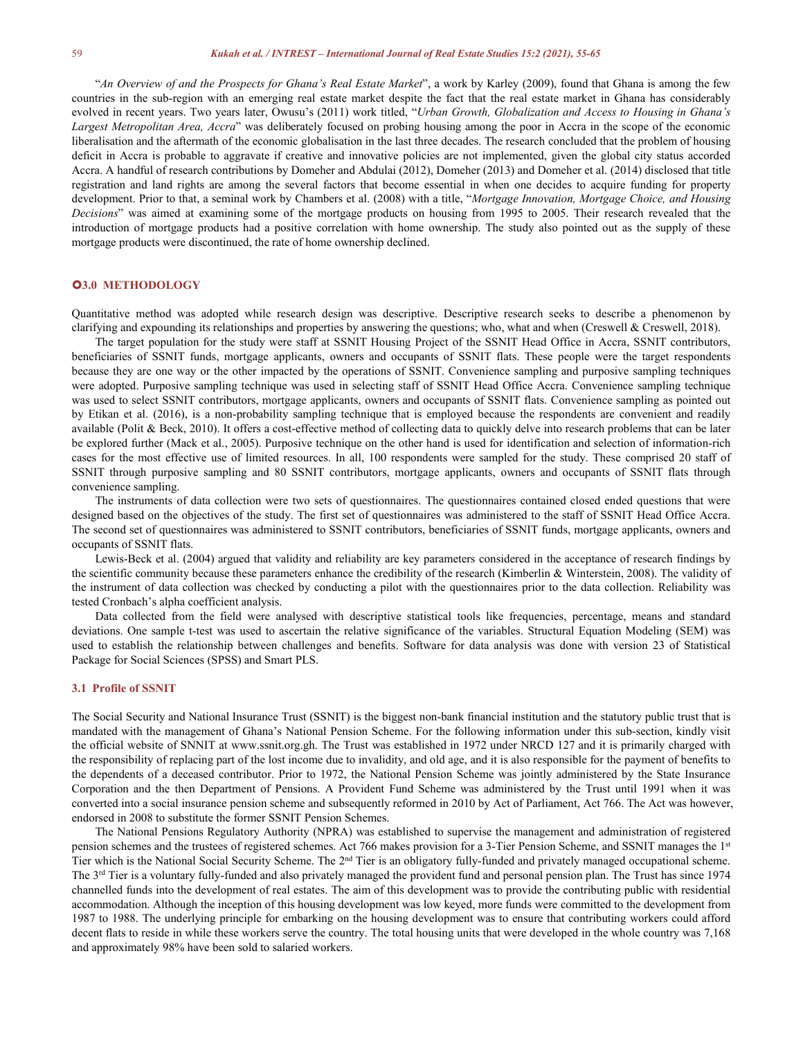"*An Overview of and the Prospects for Ghana's Real Estate Market*", a work by Karley (2009), found that Ghana is among the few countries in the sub-region with an emerging real estate market despite the fact that the real estate market in Ghana has considerably evolved in recent years. Two years later, Owusu's (2011) work titled, "*Urban Growth, Globalization and Access to Housing in Ghana's Largest Metropolitan Area, Accra*" was deliberately focused on probing housing among the poor in Accra in the scope of the economic liberalisation and the aftermath of the economic globalisation in the last three decades. The research concluded that the problem of housing deficit in Accra is probable to aggravate if creative and innovative policies are not implemented, given the global city status accorded Accra. A handful of research contributions by Domeher and Abdulai (2012), Domeher (2013) and Domeher et al. (2014) disclosed that title registration and land rights are among the several factors that become essential in when one decides to acquire funding for property development. Prior to that, a seminal work by Chambers et al. (2008) with a title, "*Mortgage Innovation, Mortgage Choice, and Housing Decisions*" was aimed at examining some of the mortgage products on housing from 1995 to 2005. Their research revealed that the introduction of mortgage products had a positive correlation with home ownership. The study also pointed out as the supply of these mortgage products were discontinued, the rate of home ownership declined.

## 3.0 METHODOLOGY

Quantitative method was adopted while research design was descriptive. Descriptive research seeks to describe a phenomenon by clarifying and expounding its relationships and properties by answering the questions; who, what and when (Creswell & Creswell, 2018).

The target population for the study were staff at SSNIT Housing Project of the SSNIT Head Office in Accra, SSNIT contributors, beneficiaries of SSNIT funds, mortgage applicants, owners and occupants of SSNIT flats. These people were the target respondents because they are one way or the other impacted by the operations of SSNIT. Convenience sampling and purposive sampling techniques were adopted. Purposive sampling technique was used in selecting staff of SSNIT Head Office Accra. Convenience sampling technique was used to select SSNIT contributors, mortgage applicants, owners and occupants of SSNIT flats. Convenience sampling as pointed out by Etikan et al. (2016), is a non-probability sampling technique that is employed because the respondents are convenient and readily available (Polit & Beck, 2010). It offers a cost-effective method of collecting data to quickly delve into research problems that can be later be explored further (Mack et al., 2005). Purposive technique on the other hand is used for identification and selection of information-rich cases for the most effective use of limited resources. In all, 100 respondents were sampled for the study. These comprised 20 staff of SSNIT through purposive sampling and 80 SSNIT contributors, mortgage applicants, owners and occupants of SSNIT flats through convenience sampling.

The instruments of data collection were two sets of questionnaires. The questionnaires contained closed ended questions that were designed based on the objectives of the study. The first set of questionnaires was administered to the staff of SSNIT Head Office Accra. The second set of questionnaires was administered to SSNIT contributors, beneficiaries of SSNIT funds, mortgage applicants, owners and occupants of SSNIT flats.

Lewis-Beck et al. (2004) argued that validity and reliability are key parameters considered in the acceptance of research findings by the scientific community because these parameters enhance the credibility of the research (Kimberlin & Winterstein, 2008). The validity of the instrument of data collection was checked by conducting a pilot with the questionnaires prior to the data collection. Reliability was tested Cronbach's alpha coefficient analysis.

Data collected from the field were analysed with descriptive statistical tools like frequencies, percentage, means and standard deviations. One sample t-test was used to ascertain the relative significance of the variables. Structural Equation Modeling (SEM) was used to establish the relationship between challenges and benefits. Software for data analysis was done with version 23 of Statistical Package for Social Sciences (SPSS) and Smart PLS.

### 3.1 Profile of SSNIT

The Social Security and National Insurance Trust (SSNIT) is the biggest non-bank financial institution and the statutory public trust that is mandated with the management of Ghana's National Pension Scheme. For the following information under this sub-section, kindly visit the official website of SNNIT at www.ssnit.org.gh. The Trust was established in 1972 under NRCD 127 and it is primarily charged with the responsibility of replacing part of the lost income due to invalidity, and old age, and it is also responsible for the payment of benefits to the dependents of a deceased contributor. Prior to 1972, the National Pension Scheme was jointly administered by the State Insurance Corporation and the then Department of Pensions. A Provident Fund Scheme was administered by the Trust until 1991 when it was converted into a social insurance pension scheme and subsequently reformed in 2010 by Act of Parliament, Act 766. The Act was however, endorsed in 2008 to substitute the former SSNIT Pension Schemes.

The National Pensions Regulatory Authority (NPRA) was established to supervise the management and administration of registered pension schemes and the trustees of registered schemes. Act 766 makes provision for a 3-Tier Pension Scheme, and SSNIT manages the 1st Tier which is the National Social Security Scheme. The 2nd Tier is an obligatory fully-funded and privately managed occupational scheme. The 3rd Tier is a voluntary fully-funded and also privately managed the provident fund and personal pension plan. The Trust has since 1974 channelled funds into the development of real estates. The aim of this development was to provide the contributing public with residential accommodation. Although the inception of this housing development was low keyed, more funds were committed to the development from 1987 to 1988. The underlying principle for embarking on the housing development was to ensure that contributing workers could afford decent flats to reside in while these workers serve the country. The total housing units that were developed in the whole country was 7,168 and approximately 98% have been sold to salaried workers.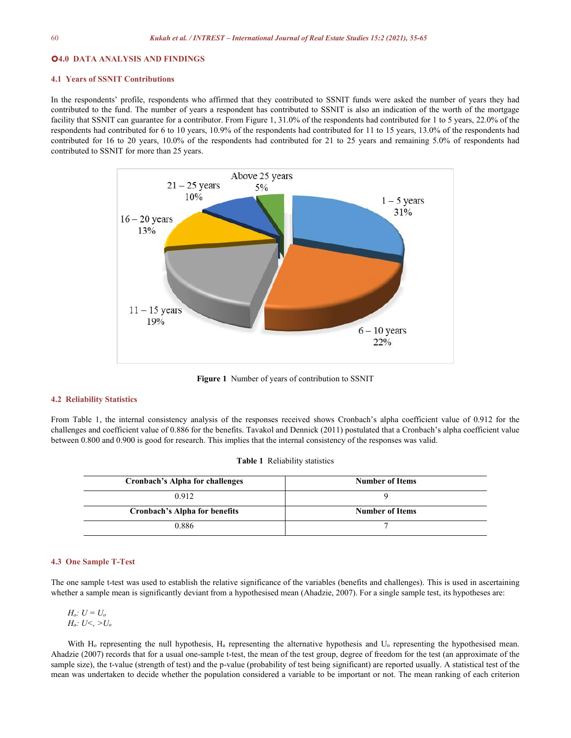## 4.0 DATA ANALYSIS AND FINDINGS

### 4.1 Years of SSNIT Contributions

In the respondents' profile, respondents who affirmed that they contributed to SSNIT funds were asked the number of years they had contributed to the fund. The number of years a respondent has contributed to SSNIT is also an indication of the worth of the mortgage facility that SSNIT can guarantee for a contributor. From Figure 1, 31.0% of the respondents had contributed for 1 to 5 years, 22.0% of the respondents had contributed for 6 to 10 years, 10.9% of the respondents had contributed for 11 to 15 years, 13.0% of the respondents had contributed for 16 to 20 years, 10.0% of the respondents had contributed for 21 to 25 years and remaining 5.0% of respondents had contributed to SSNIT for more than 25 years.

**Figure 1** Number of years of contribution to SSNIT

### 4.2 Reliability Statistics

From Table 1, the internal consistency analysis of the responses received shows Cronbach's alpha coefficient value of 0.912 for the challenges and coefficient value of 0.886 for the benefits. Tavakol and Dennick (2011) postulated that a Cronbach's alpha coefficient value between 0.800 and 0.900 is good for research. This implies that the internal consistency of the responses was valid.

**Table 1** Reliability statistics

| Cronbach's Alpha for challenges | Number of Items |
|---|---|
| 0.912 | 9 |
| **Cronbach's Alpha for benefits** | **Number of Items** |
| 0.886 | 7 |

### 4.3 One Sample T-Test

The one sample t-test was used to establish the relative significance of the variables (benefits and challenges). This is used in ascertaining whether a sample mean is significantly deviant from a hypothesised mean (Ahadzie, 2007). For a single sample test, its hypotheses are:

$H_o$: $U = U_o$
$H_a$: $U <, > U_o$

With $H_o$ representing the null hypothesis, $H_a$ representing the alternative hypothesis and $U_o$ representing the hypothesised mean. Ahadzie (2007) records that for a usual one-sample t-test, the mean of the test group, degree of freedom for the test (an approximate of the sample size), the t-value (strength of test) and the p-value (probability of test being significant) are reported usually. A statistical test of the mean was undertaken to decide whether the population considered a variable to be important or not. The mean ranking of each criterion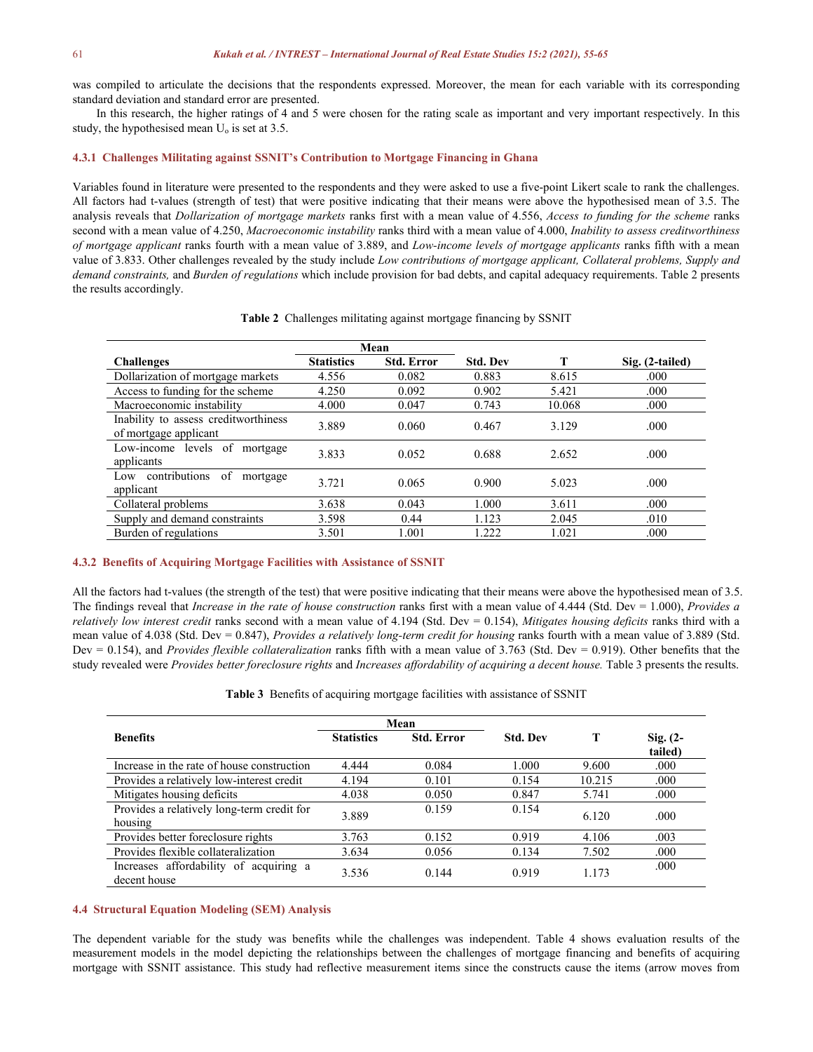was compiled to articulate the decisions that the respondents expressed. Moreover, the mean for each variable with its corresponding standard deviation and standard error are presented.

In this research, the higher ratings of 4 and 5 were chosen for the rating scale as important and very important respectively. In this study, the hypothesised mean $U_o$ is set at 3.5.

### 4.3.1 Challenges Militating against SSNIT's Contribution to Mortgage Financing in Ghana

Variables found in literature were presented to the respondents and they were asked to use a five-point Likert scale to rank the challenges. All factors had t-values (strength of test) that were positive indicating that their means were above the hypothesised mean of 3.5. The analysis reveals that *Dollarization of mortgage markets* ranks first with a mean value of 4.556, *Access to funding for the scheme* ranks second with a mean value of 4.250, *Macroeconomic instability* ranks third with a mean value of 4.000, *Inability to assess creditworthiness of mortgage applicant* ranks fourth with a mean value of 3.889, and *Low-income levels of mortgage applicants* ranks fifth with a mean value of 3.833. Other challenges revealed by the study include *Low contributions of mortgage applicant, Collateral problems, Supply and demand constraints,* and *Burden of regulations* which include provision for bad debts, and capital adequacy requirements. Table 2 presents the results accordingly.

**Table 2** Challenges militating against mortgage financing by SSNIT

| | Mean | | | | |
|---|---|---|---|---|---|
| **Challenges** | **Statistics** | **Std. Error** | **Std. Dev** | **T** | **Sig. (2-tailed)** |
| Dollarization of mortgage markets | 4.556 | 0.082 | 0.883 | 8.615 | .000 |
| Access to funding for the scheme | 4.250 | 0.092 | 0.902 | 5.421 | .000 |
| Macroeconomic instability | 4.000 | 0.047 | 0.743 | 10.068 | .000 |
| Inability to assess creditworthiness of mortgage applicant | 3.889 | 0.060 | 0.467 | 3.129 | .000 |
| Low-income levels of mortgage applicants | 3.833 | 0.052 | 0.688 | 2.652 | .000 |
| Low contributions of mortgage applicant | 3.721 | 0.065 | 0.900 | 5.023 | .000 |
| Collateral problems | 3.638 | 0.043 | 1.000 | 3.611 | .000 |
| Supply and demand constraints | 3.598 | 0.44 | 1.123 | 2.045 | .010 |
| Burden of regulations | 3.501 | 1.001 | 1.222 | 1.021 | .000 |

### 4.3.2 Benefits of Acquiring Mortgage Facilities with Assistance of SSNIT

All the factors had t-values (the strength of the test) that were positive indicating that their means were above the hypothesised mean of 3.5. The findings reveal that *Increase in the rate of house construction* ranks first with a mean value of 4.444 (Std. Dev = 1.000), *Provides a relatively low interest credit* ranks second with a mean value of 4.194 (Std. Dev = 0.154), *Mitigates housing deficits* ranks third with a mean value of 4.038 (Std. Dev = 0.847), *Provides a relatively long-term credit for housing* ranks fourth with a mean value of 3.889 (Std. Dev = 0.154), and *Provides flexible collateralization* ranks fifth with a mean value of 3.763 (Std. Dev = 0.919). Other benefits that the study revealed were *Provides better foreclosure rights* and *Increases affordability of acquiring a decent house.* Table 3 presents the results.

**Table 3** Benefits of acquiring mortgage facilities with assistance of SSNIT

| | Mean | | | | |
|---|---|---|---|---|---|
| **Benefits** | **Statistics** | **Std. Error** | **Std. Dev** | **T** | **Sig. (2-tailed)** |
| Increase in the rate of house construction | 4.444 | 0.084 | 1.000 | 9.600 | .000 |
| Provides a relatively low-interest credit | 4.194 | 0.101 | 0.154 | 10.215 | .000 |
| Mitigates housing deficits | 4.038 | 0.050 | 0.847 | 5.741 | .000 |
| Provides a relatively long-term credit for housing | 3.889 | 0.159 | 0.154 | 6.120 | .000 |
| Provides better foreclosure rights | 3.763 | 0.152 | 0.919 | 4.106 | .003 |
| Provides flexible collateralization | 3.634 | 0.056 | 0.134 | 7.502 | .000 |
| Increases affordability of acquiring a decent house | 3.536 | 0.144 | 0.919 | 1.173 | .000 |

## 4.4 Structural Equation Modeling (SEM) Analysis

The dependent variable for the study was benefits while the challenges was independent. Table 4 shows evaluation results of the measurement models in the model depicting the relationships between the challenges of mortgage financing and benefits of acquiring mortgage with SSNIT assistance. This study had reflective measurement items since the constructs cause the items (arrow moves from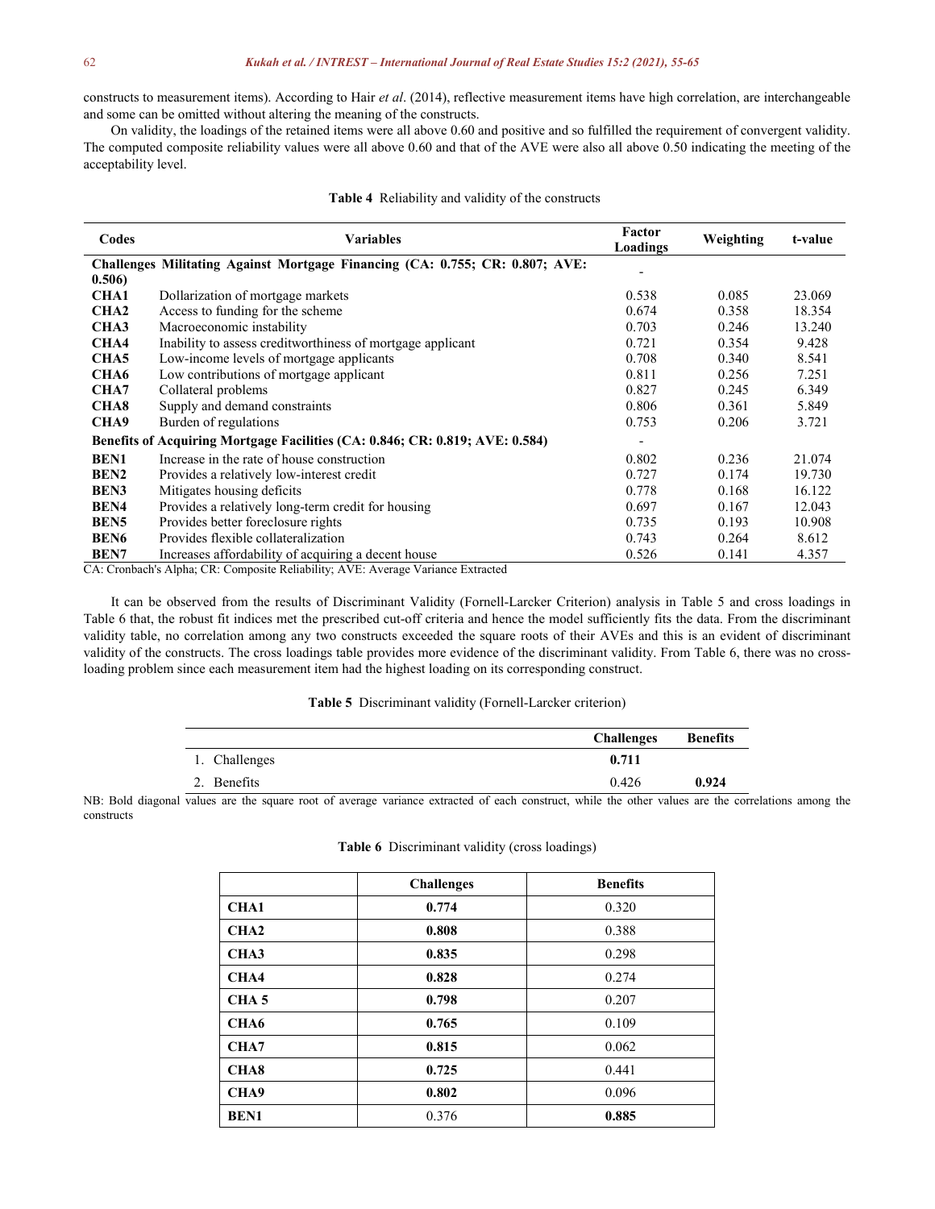constructs to measurement items). According to Hair *et al*. (2014), reflective measurement items have high correlation, are interchangeable and some can be omitted without altering the meaning of the constructs.

On validity, the loadings of the retained items were all above 0.60 and positive and so fulfilled the requirement of convergent validity. The computed composite reliability values were all above 0.60 and that of the AVE were also all above 0.50 indicating the meeting of the acceptability level.

**Table 4** Reliability and validity of the constructs

| Codes | Variables | Factor Loadings | Weighting | t-value |
|---|---|---|---|---|
| **Challenges Militating Against Mortgage Financing (CA: 0.755; CR: 0.807; AVE: 0.506)** | | - | | |
| **CHA1** | Dollarization of mortgage markets | 0.538 | 0.085 | 23.069 |
| **CHA2** | Access to funding for the scheme | 0.674 | 0.358 | 18.354 |
| **CHA3** | Macroeconomic instability | 0.703 | 0.246 | 13.240 |
| **CHA4** | Inability to assess creditworthiness of mortgage applicant | 0.721 | 0.354 | 9.428 |
| **CHA5** | Low-income levels of mortgage applicants | 0.708 | 0.340 | 8.541 |
| **CHA6** | Low contributions of mortgage applicant | 0.811 | 0.256 | 7.251 |
| **CHA7** | Collateral problems | 0.827 | 0.245 | 6.349 |
| **CHA8** | Supply and demand constraints | 0.806 | 0.361 | 5.849 |
| **CHA9** | Burden of regulations | 0.753 | 0.206 | 3.721 |
| **Benefits of Acquiring Mortgage Facilities (CA: 0.846; CR: 0.819; AVE: 0.584)** | | - | | |
| **BEN1** | Increase in the rate of house construction | 0.802 | 0.236 | 21.074 |
| **BEN2** | Provides a relatively low-interest credit | 0.727 | 0.174 | 19.730 |
| **BEN3** | Mitigates housing deficits | 0.778 | 0.168 | 16.122 |
| **BEN4** | Provides a relatively long-term credit for housing | 0.697 | 0.167 | 12.043 |
| **BEN5** | Provides better foreclosure rights | 0.735 | 0.193 | 10.908 |
| **BEN6** | Provides flexible collateralization | 0.743 | 0.264 | 8.612 |
| **BEN7** | Increases affordability of acquiring a decent house | 0.526 | 0.141 | 4.357 |

CA: Cronbach's Alpha; CR: Composite Reliability; AVE: Average Variance Extracted

It can be observed from the results of Discriminant Validity (Fornell-Larcker Criterion) analysis in Table 5 and cross loadings in Table 6 that, the robust fit indices met the prescribed cut-off criteria and hence the model sufficiently fits the data. From the discriminant validity table, no correlation among any two constructs exceeded the square roots of their AVEs and this is an evident of discriminant validity of the constructs. The cross loadings table provides more evidence of the discriminant validity. From Table 6, there was no cross-loading problem since each measurement item had the highest loading on its corresponding construct.

**Table 5** Discriminant validity (Fornell-Larcker criterion)

| | Challenges | Benefits |
|---|---|---|
| 1. Challenges | **0.711** | |
| 2. Benefits | 0.426 | **0.924** |

NB: Bold diagonal values are the square root of average variance extracted of each construct, while the other values are the correlations among the constructs

**Table 6** Discriminant validity (cross loadings)

| | Challenges | Benefits |
|---|---|---|
| **CHA1** | **0.774** | 0.320 |
| **CHA2** | **0.808** | 0.388 |
| **CHA3** | **0.835** | 0.298 |
| **CHA4** | **0.828** | 0.274 |
| **CHA 5** | **0.798** | 0.207 |
| **CHA6** | **0.765** | 0.109 |
| **CHA7** | **0.815** | 0.062 |
| **CHA8** | **0.725** | 0.441 |
| **CHA9** | **0.802** | 0.096 |
| **BEN1** | 0.376 | **0.885** |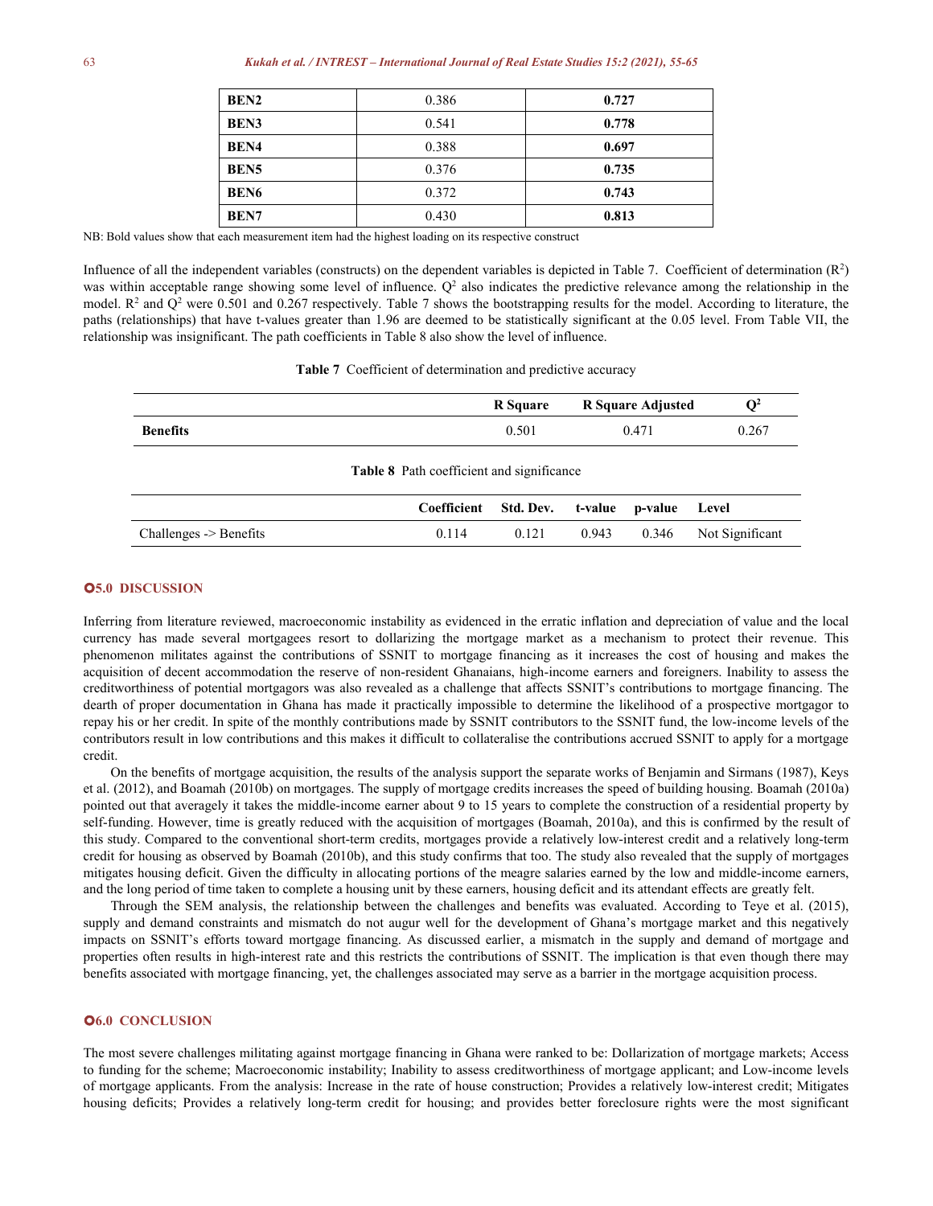| BEN2 | 0.386 | **0.727** |
|---|---|---|
| BEN3 | 0.541 | **0.778** |
| BEN4 | 0.388 | **0.697** |
| BEN5 | 0.376 | **0.735** |
| BEN6 | 0.372 | **0.743** |
| BEN7 | 0.430 | **0.813** |

NB: Bold values show that each measurement item had the highest loading on its respective construct

Influence of all the independent variables (constructs) on the dependent variables is depicted in Table 7. Coefficient of determination ($R^2$) was within acceptable range showing some level of influence. $Q^2$ also indicates the predictive relevance among the relationship in the model. $R^2$ and $Q^2$ were 0.501 and 0.267 respectively. Table 7 shows the bootstrapping results for the model. According to literature, the paths (relationships) that have t-values greater than 1.96 are deemed to be statistically significant at the 0.05 level. From Table VII, the relationship was insignificant. The path coefficients in Table 8 also show the level of influence.

**Table 7** Coefficient of determination and predictive accuracy

| | R Square | R Square Adjusted | $Q^2$ |
|---|---|---|---|
| **Benefits** | 0.501 | 0.471 | 0.267 |

**Table 8** Path coefficient and significance

| | Coefficient | Std. Dev. | t-value | p-value | Level |
|---|---|---|---|---|---|
| Challenges -> Benefits | 0.114 | 0.121 | 0.943 | 0.346 | Not Significant |

## 5.0 DISCUSSION

Inferring from literature reviewed, macroeconomic instability as evidenced in the erratic inflation and depreciation of value and the local currency has made several mortgagees resort to dollarizing the mortgage market as a mechanism to protect their revenue. This phenomenon militates against the contributions of SSNIT to mortgage financing as it increases the cost of housing and makes the acquisition of decent accommodation the reserve of non-resident Ghanaians, high-income earners and foreigners. Inability to assess the creditworthiness of potential mortgagors was also revealed as a challenge that affects SSNIT's contributions to mortgage financing. The dearth of proper documentation in Ghana has made it practically impossible to determine the likelihood of a prospective mortgagor to repay his or her credit. In spite of the monthly contributions made by SSNIT contributors to the SSNIT fund, the low-income levels of the contributors result in low contributions and this makes it difficult to collateralise the contributions accrued SSNIT to apply for a mortgage credit.

On the benefits of mortgage acquisition, the results of the analysis support the separate works of Benjamin and Sirmans (1987), Keys et al. (2012), and Boamah (2010b) on mortgages. The supply of mortgage credits increases the speed of building housing. Boamah (2010a) pointed out that averagely it takes the middle-income earner about 9 to 15 years to complete the construction of a residential property by self-funding. However, time is greatly reduced with the acquisition of mortgages (Boamah, 2010a), and this is confirmed by the result of this study. Compared to the conventional short-term credits, mortgages provide a relatively low-interest credit and a relatively long-term credit for housing as observed by Boamah (2010b), and this study confirms that too. The study also revealed that the supply of mortgages mitigates housing deficit. Given the difficulty in allocating portions of the meagre salaries earned by the low and middle-income earners, and the long period of time taken to complete a housing unit by these earners, housing deficit and its attendant effects are greatly felt.

Through the SEM analysis, the relationship between the challenges and benefits was evaluated. According to Teye et al. (2015), supply and demand constraints and mismatch do not augur well for the development of Ghana's mortgage market and this negatively impacts on SSNIT's efforts toward mortgage financing. As discussed earlier, a mismatch in the supply and demand of mortgage and properties often results in high-interest rate and this restricts the contributions of SSNIT. The implication is that even though there may benefits associated with mortgage financing, yet, the challenges associated may serve as a barrier in the mortgage acquisition process.

## 6.0 CONCLUSION

The most severe challenges militating against mortgage financing in Ghana were ranked to be: Dollarization of mortgage markets; Access to funding for the scheme; Macroeconomic instability; Inability to assess creditworthiness of mortgage applicant; and Low-income levels of mortgage applicants. From the analysis: Increase in the rate of house construction; Provides a relatively low-interest credit; Mitigates housing deficits; Provides a relatively long-term credit for housing; and provides better foreclosure rights were the most significant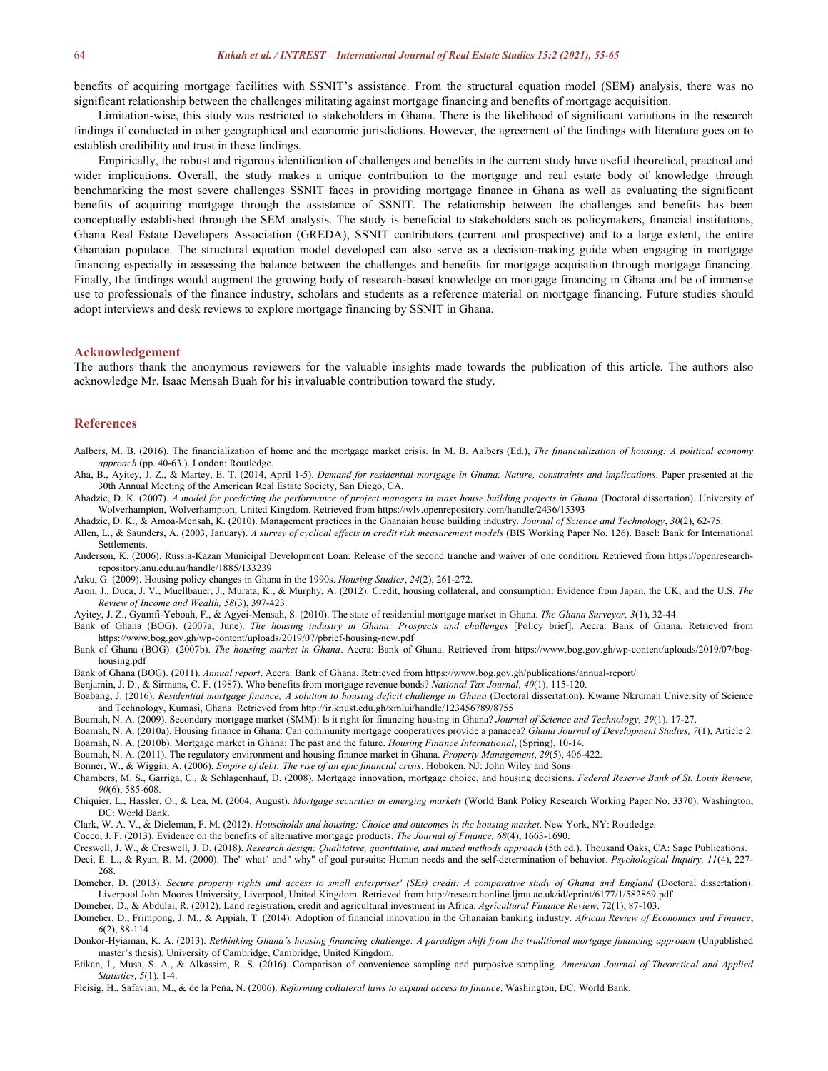benefits of acquiring mortgage facilities with SSNIT's assistance. From the structural equation model (SEM) analysis, there was no significant relationship between the challenges militating against mortgage financing and benefits of mortgage acquisition.

Limitation-wise, this study was restricted to stakeholders in Ghana. There is the likelihood of significant variations in the research findings if conducted in other geographical and economic jurisdictions. However, the agreement of the findings with literature goes on to establish credibility and trust in these findings.

Empirically, the robust and rigorous identification of challenges and benefits in the current study have useful theoretical, practical and wider implications. Overall, the study makes a unique contribution to the mortgage and real estate body of knowledge through benchmarking the most severe challenges SSNIT faces in providing mortgage finance in Ghana as well as evaluating the significant benefits of acquiring mortgage through the assistance of SSNIT. The relationship between the challenges and benefits has been conceptually established through the SEM analysis. The study is beneficial to stakeholders such as policymakers, financial institutions, Ghana Real Estate Developers Association (GREDA), SSNIT contributors (current and prospective) and to a large extent, the entire Ghanaian populace. The structural equation model developed can also serve as a decision-making guide when engaging in mortgage financing especially in assessing the balance between the challenges and benefits for mortgage acquisition through mortgage financing. Finally, the findings would augment the growing body of research-based knowledge on mortgage financing in Ghana and be of immense use to professionals of the finance industry, scholars and students as a reference material on mortgage financing. Future studies should adopt interviews and desk reviews to explore mortgage financing by SSNIT in Ghana.

## Acknowledgement

The authors thank the anonymous reviewers for the valuable insights made towards the publication of this article. The authors also acknowledge Mr. Isaac Mensah Buah for his invaluable contribution toward the study.

## References

Aalbers, M. B. (2016). The financialization of home and the mortgage market crisis. In M. B. Aalbers (Ed.), *The financialization of housing: A political economy approach* (pp. 40-63.). London: Routledge.

Aha, B., Ayitey, J. Z., & Martey, E. T. (2014, April 1-5). *Demand for residential mortgage in Ghana: Nature, constraints and implications*. Paper presented at the 30th Annual Meeting of the American Real Estate Society, San Diego, CA.

Ahadzie, D. K. (2007). *A model for predicting the performance of project managers in mass house building projects in Ghana* (Doctoral dissertation). University of Wolverhampton, Wolverhampton, United Kingdom. Retrieved from https://wlv.openrepository.com/handle/2436/15393

Ahadzie, D. K., & Amoa-Mensah, K. (2010). Management practices in the Ghanaian house building industry. *Journal of Science and Technology*, *30*(2), 62-75.

Allen, L., & Saunders, A. (2003, January). *A survey of cyclical effects in credit risk measurement models* (BIS Working Paper No. 126). Basel: Bank for International Settlements.

Anderson, K. (2006). Russia-Kazan Municipal Development Loan: Release of the second tranche and waiver of one condition. Retrieved from https://openresearch-repository.anu.edu.au/handle/1885/133239

Arku, G. (2009). Housing policy changes in Ghana in the 1990s. *Housing Studies*, *24*(2), 261-272.

Aron, J., Duca, J. V., Muellbauer, J., Murata, K., & Murphy, A. (2012). Credit, housing collateral, and consumption: Evidence from Japan, the UK, and the U.S. *The Review of Income and Wealth, 58*(3), 397-423.

Ayitey, J. Z., Gyamfi-Yeboah, F., & Agyei-Mensah, S. (2010). The state of residential mortgage market in Ghana. *The Ghana Surveyor, 3*(1), 32-44.

Bank of Ghana (BOG). (2007a, June). *The housing industry in Ghana: Prospects and challenges* [Policy brief]. Accra: Bank of Ghana. Retrieved from https://www.bog.gov.gh/wp-content/uploads/2019/07/pbrief-housing-new.pdf

Bank of Ghana (BOG). (2007b). *The housing market in Ghana*. Accra: Bank of Ghana. Retrieved from https://www.bog.gov.gh/wp-content/uploads/2019/07/bog-housing.pdf

Bank of Ghana (BOG). (2011). *Annual report*. Accra: Bank of Ghana. Retrieved from https://www.bog.gov.gh/publications/annual-report/

Benjamin, J. D., & Sirmans, C. F. (1987). Who benefits from mortgage revenue bonds? *National Tax Journal, 40*(1), 115-120.

Boabang, J. (2016). *Residential mortgage finance; A solution to housing deficit challenge in Ghana* (Doctoral dissertation). Kwame Nkrumah University of Science and Technology, Kumasi, Ghana. Retrieved from http://ir.knust.edu.gh/xmlui/handle/123456789/8755

Boamah, N. A. (2009). Secondary mortgage market (SMM): Is it right for financing housing in Ghana? *Journal of Science and Technology, 29*(1), 17-27.

Boamah, N. A. (2010a). Housing finance in Ghana: Can community mortgage cooperatives provide a panacea? *Ghana Journal of Development Studies, 7*(1), Article 2.

Boamah, N. A. (2010b). Mortgage market in Ghana: The past and the future. *Housing Finance International*, (Spring), 10-14.

Boamah, N. A. (2011). The regulatory environment and housing finance market in Ghana. *Property Management*, *29*(5), 406-422.

Bonner, W., & Wiggin, A. (2006). *Empire of debt: The rise of an epic financial crisis*. Hoboken, NJ: John Wiley and Sons.

Chambers, M. S., Garriga, C., & Schlagenhauf, D. (2008). Mortgage innovation, mortgage choice, and housing decisions. *Federal Reserve Bank of St. Louis Review, 90*(6), 585-608.

Chiquier, L., Hassler, O., & Lea, M. (2004, August). *Mortgage securities in emerging markets* (World Bank Policy Research Working Paper No. 3370). Washington, DC: World Bank.

Clark, W. A. V., & Dieleman, F. M. (2012). *Households and housing: Choice and outcomes in the housing market*. New York, NY: Routledge.

Cocco, J. F. (2013). Evidence on the benefits of alternative mortgage products. *The Journal of Finance, 68*(4), 1663-1690.

Creswell, J. W., & Creswell, J. D. (2018). *Research design: Qualitative, quantitative, and mixed methods approach* (5th ed.). Thousand Oaks, CA: Sage Publications.

Deci, E. L., & Ryan, R. M. (2000). The" what" and" why" of goal pursuits: Human needs and the self-determination of behavior. *Psychological Inquiry, 11*(4), 227-268.

Domeher, D. (2013). *Secure property rights and access to small enterprises' (SEs) credit: A comparative study of Ghana and England* (Doctoral dissertation). Liverpool John Moores University, Liverpool, United Kingdom. Retrieved from http://researchonline.ljmu.ac.uk/id/eprint/6177/1/582869.pdf

Domeher, D., & Abdulai, R. (2012). Land registration, credit and agricultural investment in Africa. *Agricultural Finance Review*, 72(1), 87-103.

Domeher, D., Frimpong, J. M., & Appiah, T. (2014). Adoption of financial innovation in the Ghanaian banking industry. *African Review of Economics and Finance*, *6*(2), 88-114.

Donkor-Hyiaman, K. A. (2013). *Rethinking Ghana's housing financing challenge: A paradigm shift from the traditional mortgage financing approach* (Unpublished master's thesis). University of Cambridge, Cambridge, United Kingdom.

Etikan, I., Musa, S. A., & Alkassim, R. S. (2016). Comparison of convenience sampling and purposive sampling. *American Journal of Theoretical and Applied Statistics, 5*(1), 1-4.

Fleisig, H., Safavian, M., & de la Peña, N. (2006). *Reforming collateral laws to expand access to finance*. Washington, DC: World Bank.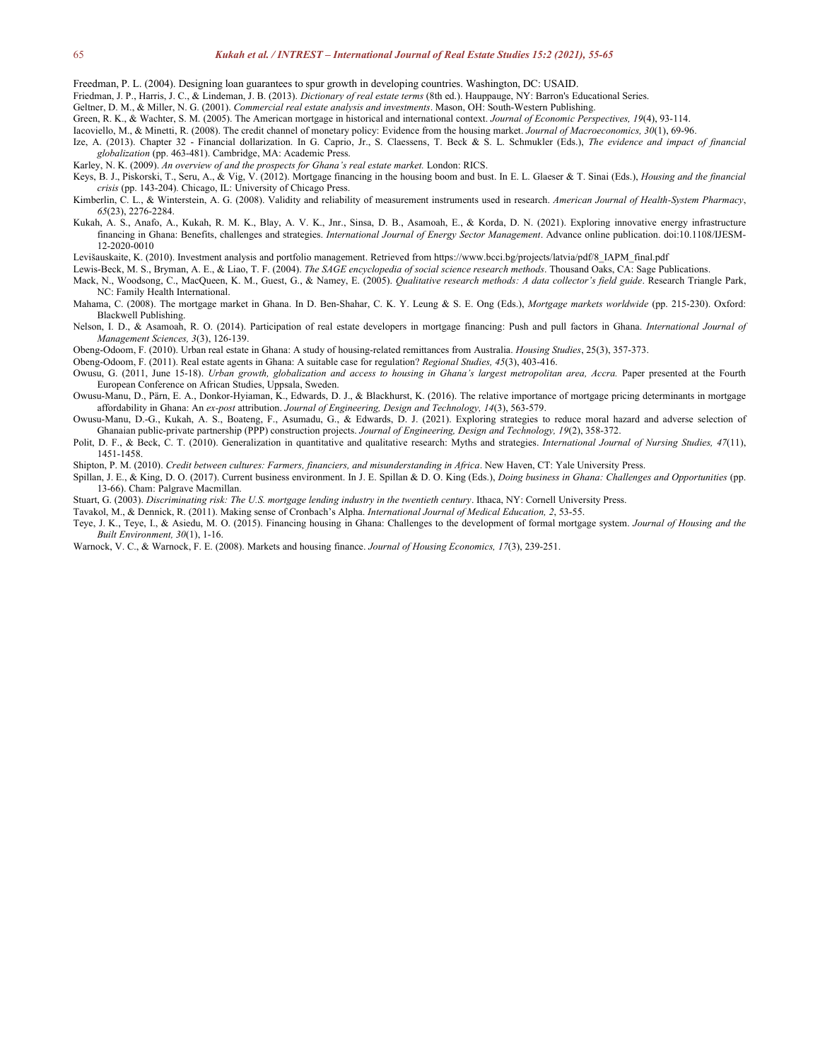Freedman, P. L. (2004). Designing loan guarantees to spur growth in developing countries. Washington, DC: USAID.

Friedman, J. P., Harris, J. C., & Lindeman, J. B. (2013). *Dictionary of real estate terms* (8th ed.). Hauppauge, NY: Barron's Educational Series.

Geltner, D. M., & Miller, N. G. (2001). *Commercial real estate analysis and investments*. Mason, OH: South-Western Publishing.

Green, R. K., & Wachter, S. M. (2005). The American mortgage in historical and international context. *Journal of Economic Perspectives, 19*(4), 93-114.

Iacoviello, M., & Minetti, R. (2008). The credit channel of monetary policy: Evidence from the housing market. *Journal of Macroeconomics, 30*(1), 69-96.

Ize, A. (2013). Chapter 32 - Financial dollarization. In G. Caprio, Jr., S. Claessens, T. Beck & S. L. Schmukler (Eds.), *The evidence and impact of financial globalization* (pp. 463-481). Cambridge, MA: Academic Press.

Karley, N. K. (2009). *An overview of and the prospects for Ghana's real estate market.* London: RICS.

Keys, B. J., Piskorski, T., Seru, A., & Vig, V. (2012). Mortgage financing in the housing boom and bust. In E. L. Glaeser & T. Sinai (Eds.), *Housing and the financial crisis* (pp. 143-204). Chicago, IL: University of Chicago Press.

Kimberlin, C. L., & Winterstein, A. G. (2008). Validity and reliability of measurement instruments used in research. *American Journal of Health-System Pharmacy*, *65*(23), 2276-2284.

Kukah, A. S., Anafo, A., Kukah, R. M. K., Blay, A. V. K., Jnr., Sinsa, D. B., Asamoah, E., & Korda, D. N. (2021). Exploring innovative energy infrastructure financing in Ghana: Benefits, challenges and strategies. *International Journal of Energy Sector Management*. Advance online publication. doi:10.1108/IJESM-12-2020-0010

Levišauskaite, K. (2010). Investment analysis and portfolio management. Retrieved from https://www.bcci.bg/projects/latvia/pdf/8_IAPM_final.pdf

Lewis-Beck, M. S., Bryman, A. E., & Liao, T. F. (2004). *The SAGE encyclopedia of social science research methods*. Thousand Oaks, CA: Sage Publications.

Mack, N., Woodsong, C., MacQueen, K. M., Guest, G., & Namey, E. (2005). *Qualitative research methods: A data collector's field guide*. Research Triangle Park, NC: Family Health International.

Mahama, C. (2008). The mortgage market in Ghana. In D. Ben-Shahar, C. K. Y. Leung & S. E. Ong (Eds.), *Mortgage markets worldwide* (pp. 215-230). Oxford: Blackwell Publishing.

Nelson, I. D., & Asamoah, R. O. (2014). Participation of real estate developers in mortgage financing: Push and pull factors in Ghana. *International Journal of Management Sciences, 3*(3), 126-139.

Obeng-Odoom, F. (2010). Urban real estate in Ghana: A study of housing-related remittances from Australia. *Housing Studies*, 25(3), 357-373.

Obeng-Odoom, F. (2011). Real estate agents in Ghana: A suitable case for regulation? *Regional Studies, 45*(3), 403-416.

Owusu, G. (2011, June 15-18). *Urban growth, globalization and access to housing in Ghana's largest metropolitan area, Accra.* Paper presented at the Fourth European Conference on African Studies, Uppsala, Sweden.

Owusu-Manu, D., Pärn, E. A., Donkor-Hyiaman, K., Edwards, D. J., & Blackhurst, K. (2016). The relative importance of mortgage pricing determinants in mortgage affordability in Ghana: An *ex-post* attribution. *Journal of Engineering, Design and Technology, 14*(3), 563-579.

Owusu-Manu, D.-G., Kukah, A. S., Boateng, F., Asumadu, G., & Edwards, D. J. (2021). Exploring strategies to reduce moral hazard and adverse selection of Ghanaian public-private partnership (PPP) construction projects. *Journal of Engineering, Design and Technology, 19*(2), 358-372.

Polit, D. F., & Beck, C. T. (2010). Generalization in quantitative and qualitative research: Myths and strategies. *International Journal of Nursing Studies, 47*(11), 1451-1458.

Shipton, P. M. (2010). *Credit between cultures: Farmers, financiers, and misunderstanding in Africa*. New Haven, CT: Yale University Press.

Spillan, J. E., & King, D. O. (2017). Current business environment. In J. E. Spillan & D. O. King (Eds.), *Doing business in Ghana: Challenges and Opportunities* (pp. 13-66). Cham: Palgrave Macmillan.

Stuart, G. (2003). *Discriminating risk: The U.S. mortgage lending industry in the twentieth century*. Ithaca, NY: Cornell University Press.

Tavakol, M., & Dennick, R. (2011). Making sense of Cronbach's Alpha. *International Journal of Medical Education, 2*, 53-55.

Teye, J. K., Teye, I., & Asiedu, M. O. (2015). Financing housing in Ghana: Challenges to the development of formal mortgage system. *Journal of Housing and the Built Environment, 30*(1), 1-16.

Warnock, V. C., & Warnock, F. E. (2008). Markets and housing finance. *Journal of Housing Economics, 17*(3), 239-251.